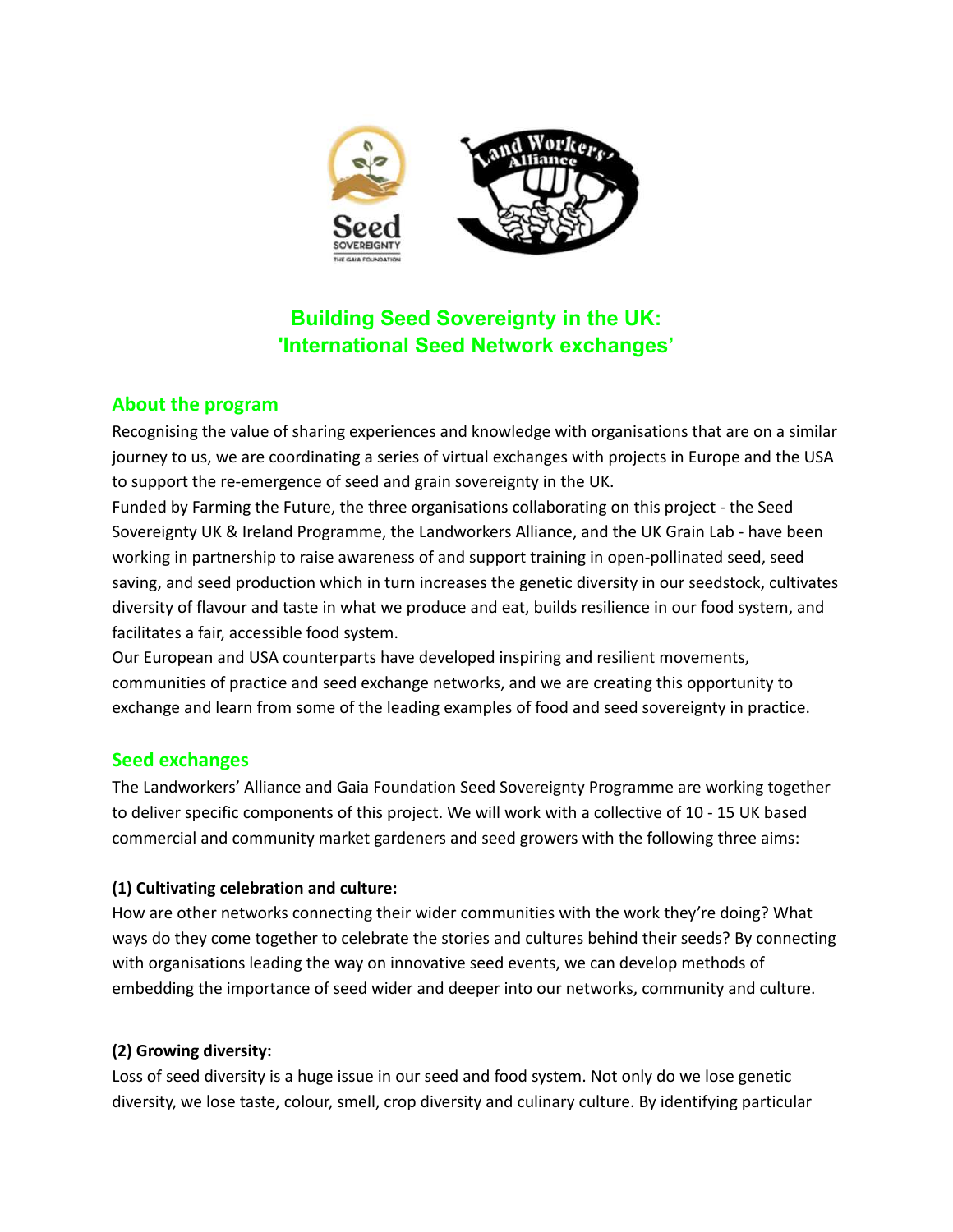# Building Seed Sovereignty in the UK: 'International Seed Network exchanges'

## About the program

Recognising the value of sharing experiences and knowledge with organisations that are on a similar journey to us, we are coordinating a series of virtual exchanges with projects in Europe and the USA to support the re-emergence of seed and grain sovereignty in the UK.

Funded by Farming the Future, the three organisations collaborating on this project - the Seed Sovereignty UK & Ireland Programme, the Landworkers Alliance, and the UK Grain Lab - have been working in partnership to raise awareness of and support training in open-pollinated seed, seed saving, and seed production which in turn increases the genetic diversity in our seedstock, cultivates diversity of flavour and taste in what we produce and eat, builds resilience in our food system, and facilitates a fair, accessible food system.

Our European and USA counterparts have developed inspiring and resilient movements, communities of practice and seed exchange networks, and we are creating this opportunity to exchange and learn from some of the leading examples of food and seed sovereignty in practice.

## Seed exchanges

The Landworkers' Alliance and Gaia Foundation Seed Sovereignty Programme are working together to deliver specific components of this project. We will work with a collective of 10 - 15 UK based commercial and community market gardeners and seed growers with the following three aims:

### (1) Cultivating celebration and culture:

How are other networks connecting their wider communities with the work they're doing? What ways do they come together to celebrate the stories and cultures behind their seeds? By connecting with organisations leading the way on innovative seed events, we can develop methods of embedding the importance of seed wider and deeper into our networks, community and culture.

### (2) Growing diversity:

Loss of seed diversity is a huge issue in our seed and food system. Not only do we lose genetic diversity, we lose taste, colour, smell, crop diversity and culinary culture. By identifying particular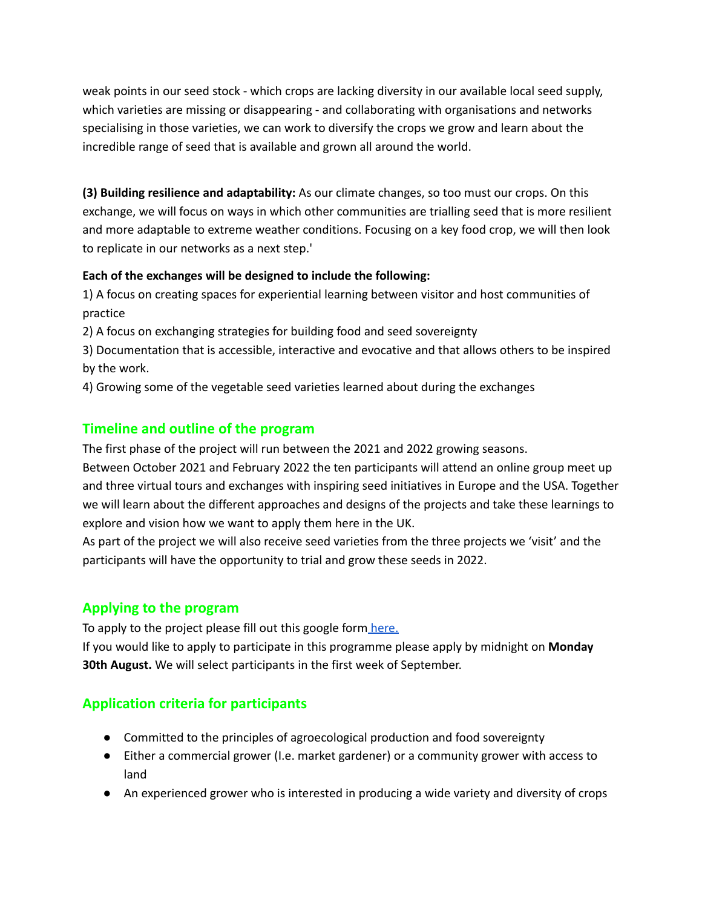weak points in our seed stock - which crops are lacking diversity in our available local seed supply, which varieties are missing or disappearing - and collaborating with organisations and networks specialising in those varieties, we can work to diversify the crops we grow and learn about the incredible range of seed that is available and grown all around the world.

**(3) Building resilience and adaptability:** As our climate changes, so too must our crops. On this exchange, we will focus on ways in which other communities are trialling seed that is more resilient and more adaptable to extreme weather conditions. Focusing on a key food crop, we will then look to replicate in our networks as a next step.'

**Each of the exchanges will be designed to include the following:**

1) A focus on creating spaces for experiential learning between visitor and host communities of practice
2) A focus on exchanging strategies for building food and seed sovereignty
3) Documentation that is accessible, interactive and evocative and that allows others to be inspired by the work.
4) Growing some of the vegetable seed varieties learned about during the exchanges

## Timeline and outline of the program

The first phase of the project will run between the 2021 and 2022 growing seasons.
Between October 2021 and February 2022 the ten participants will attend an online group meet up and three virtual tours and exchanges with inspiring seed initiatives in Europe and the USA. Together we will learn about the different approaches and designs of the projects and take these learnings to explore and vision how we want to apply them here in the UK.
As part of the project we will also receive seed varieties from the three projects we 'visit' and the participants will have the opportunity to trial and grow these seeds in 2022.

## Applying to the program

To apply to the project please fill out this google form [here.]
If you would like to apply to participate in this programme please apply by midnight on **Monday 30th August.** We will select participants in the first week of September.

## Application criteria for participants

- Committed to the principles of agroecological production and food sovereignty
- Either a commercial grower (I.e. market gardener) or a community grower with access to land
- An experienced grower who is interested in producing a wide variety and diversity of crops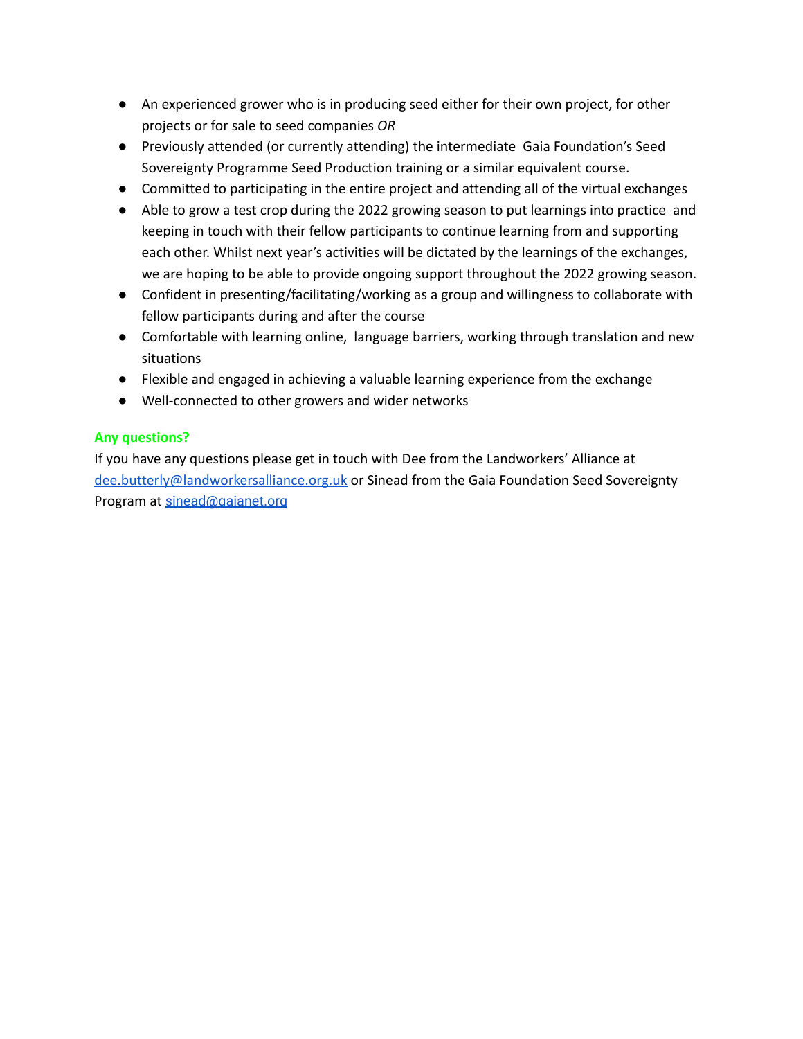- An experienced grower who is in producing seed either for their own project, for other projects or for sale to seed companies *OR*
- Previously attended (or currently attending) the intermediate  Gaia Foundation's Seed Sovereignty Programme Seed Production training or a similar equivalent course.
- Committed to participating in the entire project and attending all of the virtual exchanges
- Able to grow a test crop during the 2022 growing season to put learnings into practice  and keeping in touch with their fellow participants to continue learning from and supporting each other. Whilst next year's activities will be dictated by the learnings of the exchanges, we are hoping to be able to provide ongoing support throughout the 2022 growing season.
- Confident in presenting/facilitating/working as a group and willingness to collaborate with fellow participants during and after the course
- Comfortable with learning online,  language barriers, working through translation and new situations
- Flexible and engaged in achieving a valuable learning experience from the exchange
- Well-connected to other growers and wider networks

**Any questions?**

If you have any questions please get in touch with Dee from the Landworkers' Alliance at dee.butterly@landworkersalliance.org.uk or Sinead from the Gaia Foundation Seed Sovereignty Program at sinead@gaianet.org